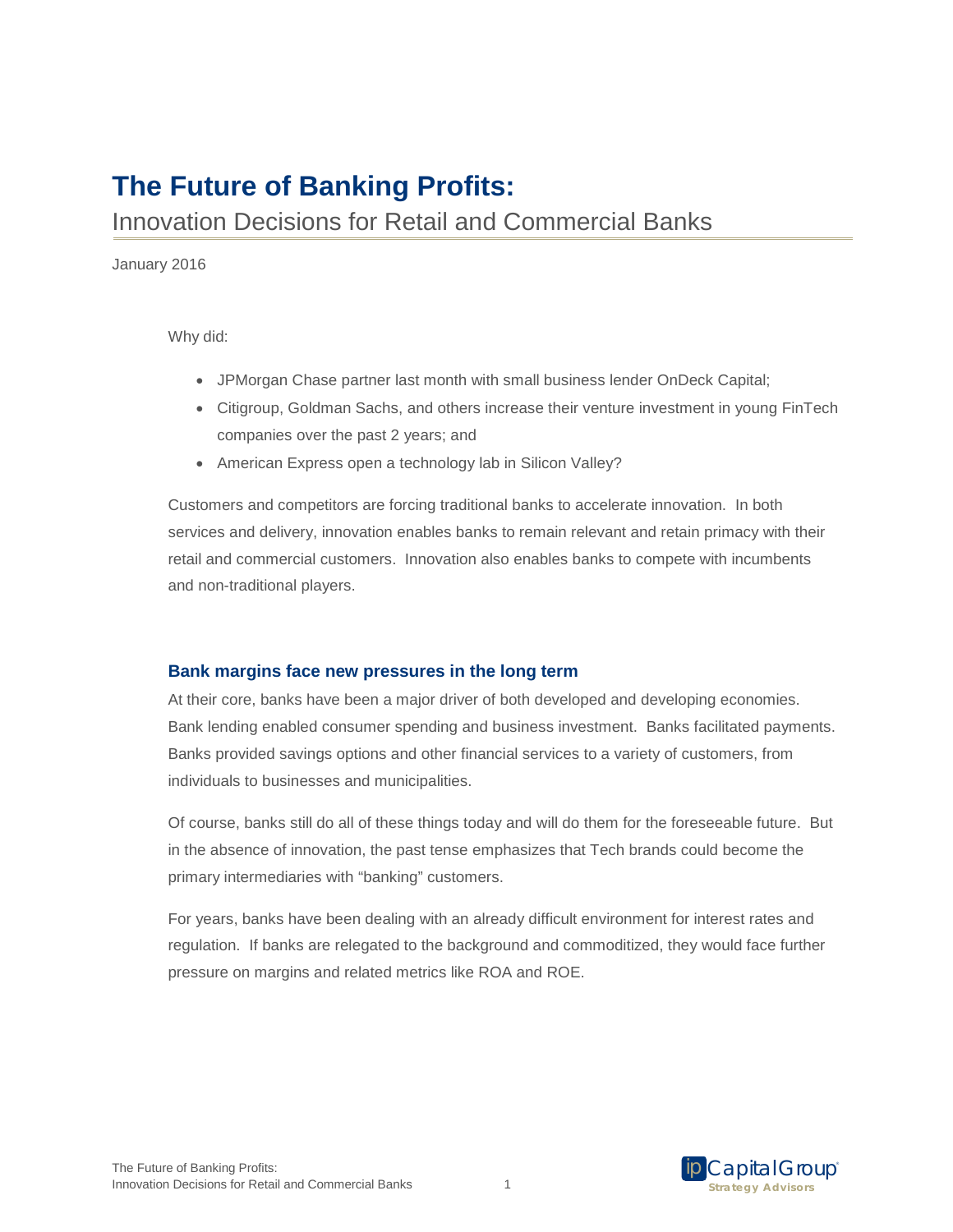# The Future of Banking Profits:

Innovation Decisions for Retail and Commercial Banks

January 2016

Why did:

- JPMorgan Chase partner last month with small business lender OnDeck Capital;
- Citigroup, Goldman Sachs, and others increase their venture investment in young FinTech companies over the past 2 years; and
- American Express open a technology lab in Silicon Valley?

Customers and competitors are forcing traditional banks to accelerate innovation. In both services and delivery, innovation enables banks to remain relevant and retain primacy with their retail and commercial customers. Innovation also enables banks to compete with incumbents and non-traditional players.

## Bank margins face new pressures in the long term

At their core, banks have been a major driver of both developed and developing economies. Bank lending enabled consumer spending and business investment. Banks facilitated payments. Banks provided savings options and other financial services to a variety of customers, from individuals to businesses and municipalities.

Of course, banks still do all of these things today and will do them for the foreseeable future. But in the absence of innovation, the past tense emphasizes that Tech brands could become the primary intermediaries with "banking" customers.

For years, banks have been dealing with an already difficult environment for interest rates and regulation. If banks are relegated to the background and commoditized, they would face further pressure on margins and related metrics like ROA and ROE.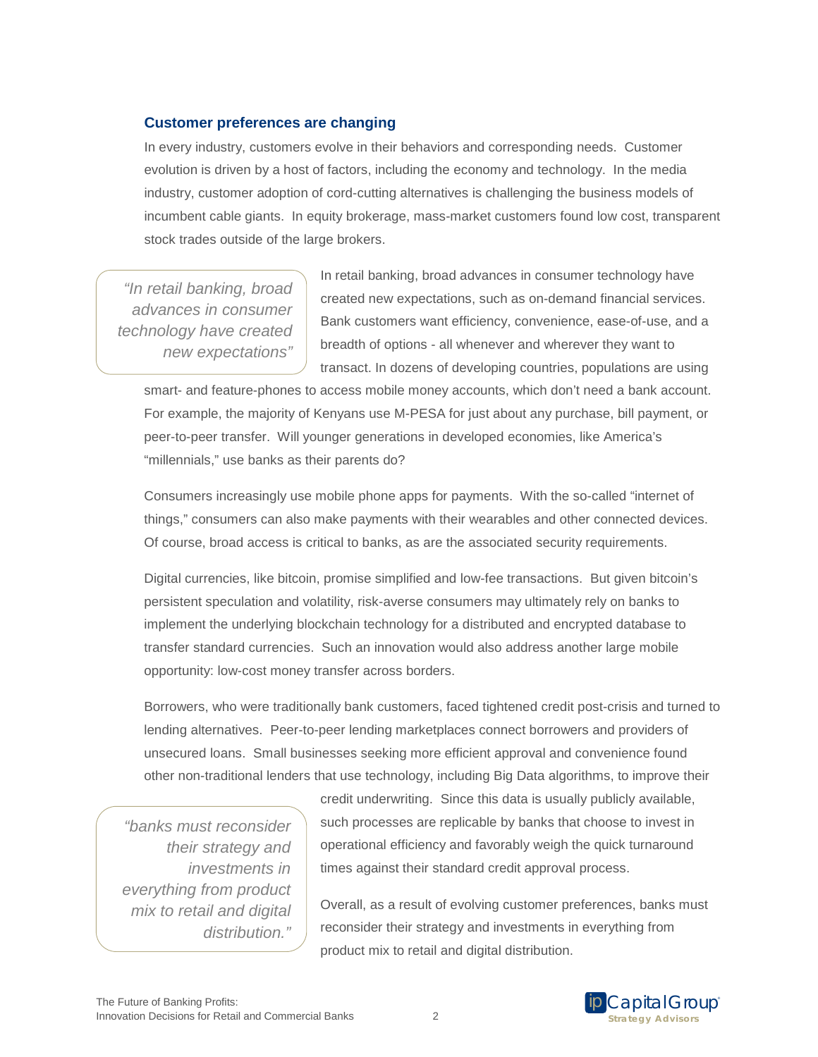## Customer preferences are changing

In every industry, customers evolve in their behaviors and corresponding needs. Customer evolution is driven by a host of factors, including the economy and technology. In the media industry, customer adoption of cord-cutting alternatives is challenging the business models of incumbent cable giants. In equity brokerage, mass-market customers found low cost, transparent stock trades outside of the large brokers.

> *"In retail banking, broad advances in consumer technology have created new expectations"*

In retail banking, broad advances in consumer technology have created new expectations, such as on-demand financial services. Bank customers want efficiency, convenience, ease-of-use, and a breadth of options - all whenever and wherever they want to transact. In dozens of developing countries, populations are using smart- and feature-phones to access mobile money accounts, which don't need a bank account. For example, the majority of Kenyans use M-PESA for just about any purchase, bill payment, or peer-to-peer transfer. Will younger generations in developed economies, like America's "millennials," use banks as their parents do?

Consumers increasingly use mobile phone apps for payments. With the so-called "internet of things," consumers can also make payments with their wearables and other connected devices. Of course, broad access is critical to banks, as are the associated security requirements.

Digital currencies, like bitcoin, promise simplified and low-fee transactions. But given bitcoin's persistent speculation and volatility, risk-averse consumers may ultimately rely on banks to implement the underlying blockchain technology for a distributed and encrypted database to transfer standard currencies. Such an innovation would also address another large mobile opportunity: low-cost money transfer across borders.

Borrowers, who were traditionally bank customers, faced tightened credit post-crisis and turned to lending alternatives. Peer-to-peer lending marketplaces connect borrowers and providers of unsecured loans. Small businesses seeking more efficient approval and convenience found other non-traditional lenders that use technology, including Big Data algorithms, to improve their credit underwriting. Since this data is usually publicly available, such processes are replicable by banks that choose to invest in operational efficiency and favorably weigh the quick turnaround times against their standard credit approval process.

> *"banks must reconsider their strategy and investments in everything from product mix to retail and digital distribution."*

Overall, as a result of evolving customer preferences, banks must reconsider their strategy and investments in everything from product mix to retail and digital distribution.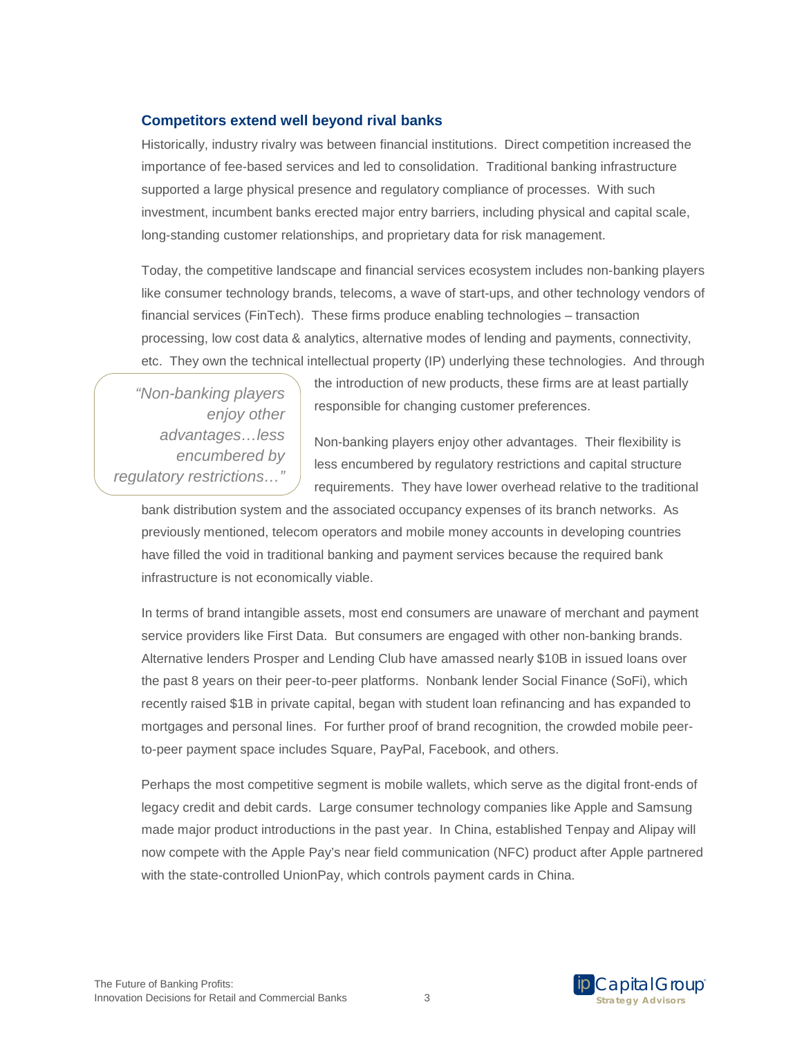## Competitors extend well beyond rival banks

Historically, industry rivalry was between financial institutions. Direct competition increased the importance of fee-based services and led to consolidation. Traditional banking infrastructure supported a large physical presence and regulatory compliance of processes. With such investment, incumbent banks erected major entry barriers, including physical and capital scale, long-standing customer relationships, and proprietary data for risk management.

Today, the competitive landscape and financial services ecosystem includes non-banking players like consumer technology brands, telecoms, a wave of start-ups, and other technology vendors of financial services (FinTech). These firms produce enabling technologies – transaction processing, low cost data & analytics, alternative modes of lending and payments, connectivity, etc. They own the technical intellectual property (IP) underlying these technologies. And through the introduction of new products, these firms are at least partially responsible for changing customer preferences.

> *"Non-banking players enjoy other advantages…less encumbered by regulatory restrictions…"*

Non-banking players enjoy other advantages. Their flexibility is less encumbered by regulatory restrictions and capital structure requirements. They have lower overhead relative to the traditional bank distribution system and the associated occupancy expenses of its branch networks. As previously mentioned, telecom operators and mobile money accounts in developing countries have filled the void in traditional banking and payment services because the required bank infrastructure is not economically viable.

In terms of brand intangible assets, most end consumers are unaware of merchant and payment service providers like First Data. But consumers are engaged with other non-banking brands. Alternative lenders Prosper and Lending Club have amassed nearly $10B in issued loans over the past 8 years on their peer-to-peer platforms. Nonbank lender Social Finance (SoFi), which recently raised $1B in private capital, began with student loan refinancing and has expanded to mortgages and personal lines. For further proof of brand recognition, the crowded mobile peer-to-peer payment space includes Square, PayPal, Facebook, and others.

Perhaps the most competitive segment is mobile wallets, which serve as the digital front-ends of legacy credit and debit cards. Large consumer technology companies like Apple and Samsung made major product introductions in the past year. In China, established Tenpay and Alipay will now compete with the Apple Pay's near field communication (NFC) product after Apple partnered with the state-controlled UnionPay, which controls payment cards in China.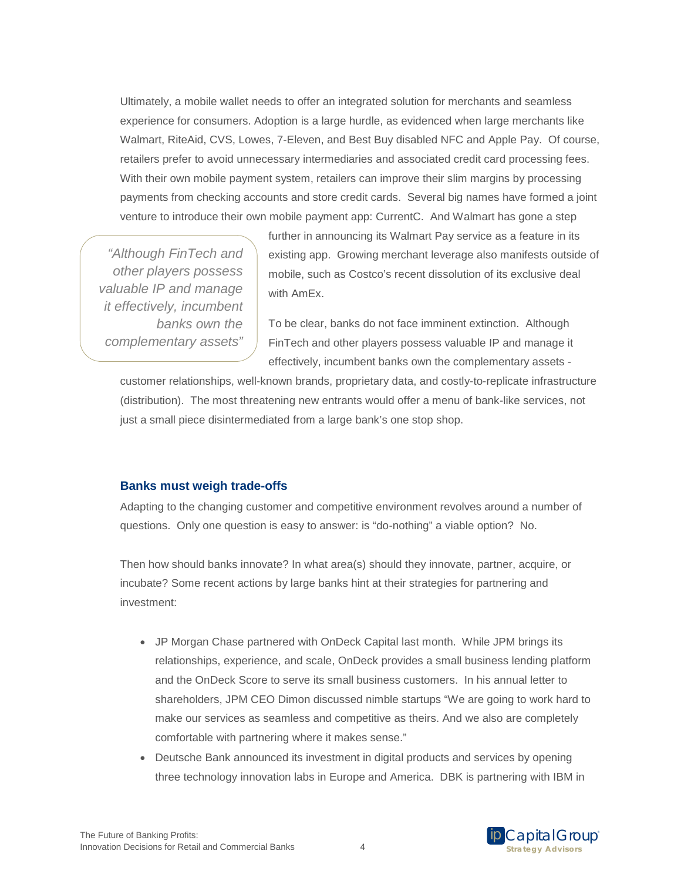Ultimately, a mobile wallet needs to offer an integrated solution for merchants and seamless experience for consumers. Adoption is a large hurdle, as evidenced when large merchants like Walmart, RiteAid, CVS, Lowes, 7-Eleven, and Best Buy disabled NFC and Apple Pay. Of course, retailers prefer to avoid unnecessary intermediaries and associated credit card processing fees. With their own mobile payment system, retailers can improve their slim margins by processing payments from checking accounts and store credit cards. Several big names have formed a joint venture to introduce their own mobile payment app: CurrentC. And Walmart has gone a step further in announcing its Walmart Pay service as a feature in its existing app. Growing merchant leverage also manifests outside of mobile, such as Costco's recent dissolution of its exclusive deal with AmEx.

> *"Although FinTech and other players possess valuable IP and manage it effectively, incumbent banks own the complementary assets"*

To be clear, banks do not face imminent extinction. Although FinTech and other players possess valuable IP and manage it effectively, incumbent banks own the complementary assets - customer relationships, well-known brands, proprietary data, and costly-to-replicate infrastructure (distribution). The most threatening new entrants would offer a menu of bank-like services, not just a small piece disintermediated from a large bank's one stop shop.

### Banks must weigh trade-offs

Adapting to the changing customer and competitive environment revolves around a number of questions. Only one question is easy to answer: is "do-nothing" a viable option? No.

Then how should banks innovate? In what area(s) should they innovate, partner, acquire, or incubate? Some recent actions by large banks hint at their strategies for partnering and investment:

- JP Morgan Chase partnered with OnDeck Capital last month. While JPM brings its relationships, experience, and scale, OnDeck provides a small business lending platform and the OnDeck Score to serve its small business customers. In his annual letter to shareholders, JPM CEO Dimon discussed nimble startups "We are going to work hard to make our services as seamless and competitive as theirs. And we also are completely comfortable with partnering where it makes sense."
- Deutsche Bank announced its investment in digital products and services by opening three technology innovation labs in Europe and America. DBK is partnering with IBM in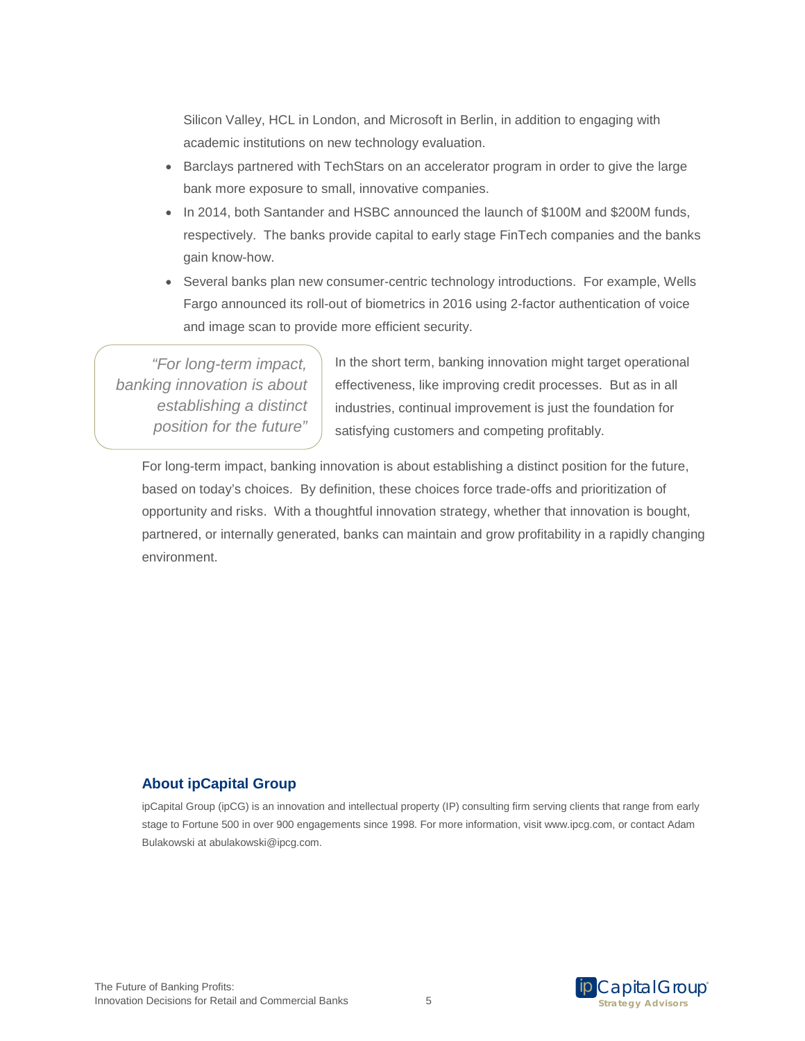Silicon Valley, HCL in London, and Microsoft in Berlin, in addition to engaging with academic institutions on new technology evaluation.

- Barclays partnered with TechStars on an accelerator program in order to give the large bank more exposure to small, innovative companies.
- In 2014, both Santander and HSBC announced the launch of $100M and $200M funds, respectively. The banks provide capital to early stage FinTech companies and the banks gain know-how.
- Several banks plan new consumer-centric technology introductions. For example, Wells Fargo announced its roll-out of biometrics in 2016 using 2-factor authentication of voice and image scan to provide more efficient security.

> *"For long-term impact, banking innovation is about establishing a distinct position for the future"*

In the short term, banking innovation might target operational effectiveness, like improving credit processes. But as in all industries, continual improvement is just the foundation for satisfying customers and competing profitably.

For long-term impact, banking innovation is about establishing a distinct position for the future, based on today's choices. By definition, these choices force trade-offs and prioritization of opportunity and risks. With a thoughtful innovation strategy, whether that innovation is bought, partnered, or internally generated, banks can maintain and grow profitability in a rapidly changing environment.

## About ipCapital Group

ipCapital Group (ipCG) is an innovation and intellectual property (IP) consulting firm serving clients that range from early stage to Fortune 500 in over 900 engagements since 1998. For more information, visit www.ipcg.com, or contact Adam Bulakowski at abulakowski@ipcg.com.